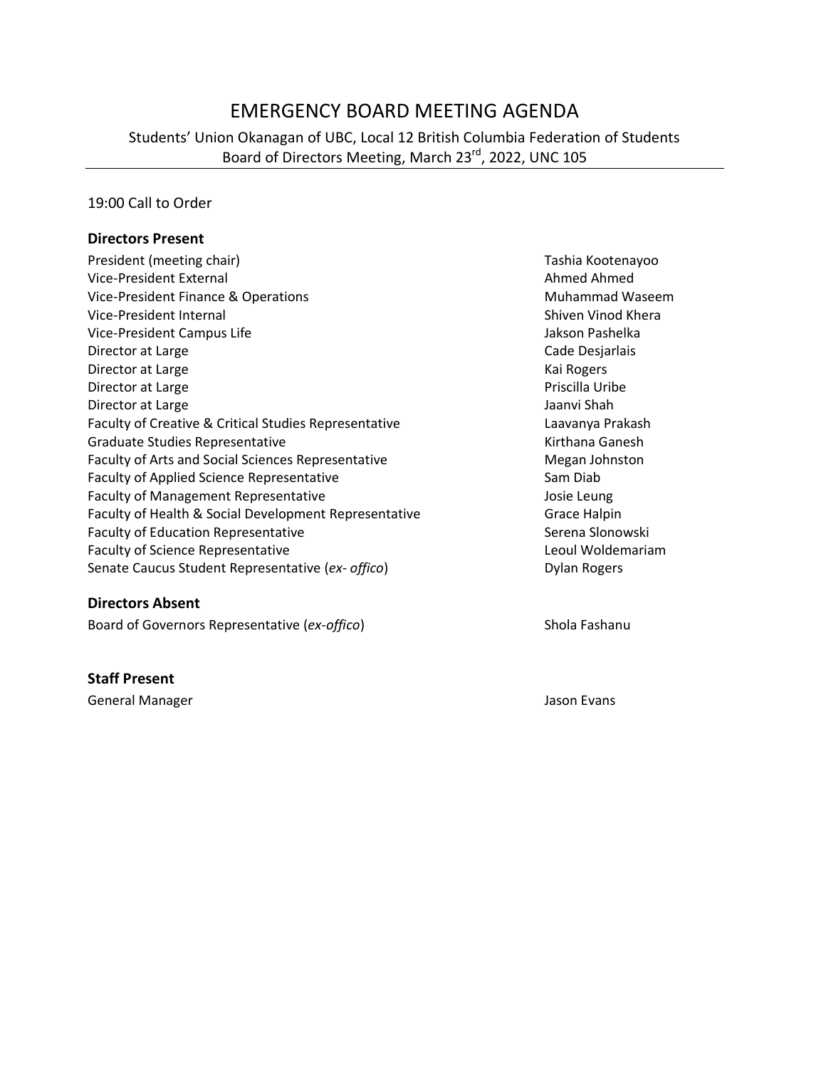# EMERGENCY BOARD MEETING AGENDA

Students' Union Okanagan of UBC, Local 12 British Columbia Federation of Students
Board of Directors Meeting, March 23rd, 2022, UNC 105

19:00 Call to Order

**Directors Present**

| | |
|---|---|
| President (meeting chair) | Tashia Kootenayoo |
| Vice-President External | Ahmed Ahmed |
| Vice-President Finance & Operations | Muhammad Waseem |
| Vice-President Internal | Shiven Vinod Khera |
| Vice-President Campus Life | Jakson Pashelka |
| Director at Large | Cade Desjarlais |
| Director at Large | Kai Rogers |
| Director at Large | Priscilla Uribe |
| Director at Large | Jaanvi Shah |
| Faculty of Creative & Critical Studies Representative | Laavanya Prakash |
| Graduate Studies Representative | Kirthana Ganesh |
| Faculty of Arts and Social Sciences Representative | Megan Johnston |
| Faculty of Applied Science Representative | Sam Diab |
| Faculty of Management Representative | Josie Leung |
| Faculty of Health & Social Development Representative | Grace Halpin |
| Faculty of Education Representative | Serena Slonowski |
| Faculty of Science Representative | Leoul Woldemariam |
| Senate Caucus Student Representative (*ex- offico*) | Dylan Rogers |

**Directors Absent**

| | |
|---|---|
| Board of Governors Representative (*ex-offico*) | Shola Fashanu |

**Staff Present**

| | |
|---|---|
| General Manager | Jason Evans |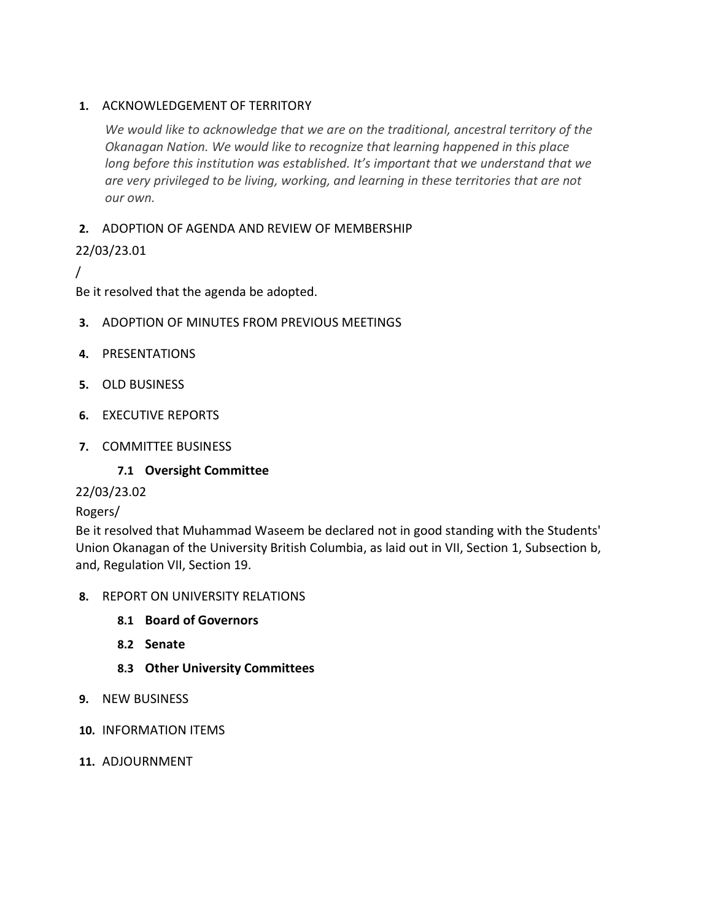1. ACKNOWLEDGEMENT OF TERRITORY

   *We would like to acknowledge that we are on the traditional, ancestral territory of the Okanagan Nation. We would like to recognize that learning happened in this place long before this institution was established. It's important that we understand that we are very privileged to be living, working, and learning in these territories that are not our own.*

2. ADOPTION OF AGENDA AND REVIEW OF MEMBERSHIP

22/03/23.01

/

Be it resolved that the agenda be adopted.

3. ADOPTION OF MINUTES FROM PREVIOUS MEETINGS

4. PRESENTATIONS

5. OLD BUSINESS

6. EXECUTIVE REPORTS

7. COMMITTEE BUSINESS

   **7.1 Oversight Committee**

22/03/23.02

Rogers/

Be it resolved that Muhammad Waseem be declared not in good standing with the Students' Union Okanagan of the University British Columbia, as laid out in VII, Section 1, Subsection b, and, Regulation VII, Section 19.

8. REPORT ON UNIVERSITY RELATIONS

   **8.1 Board of Governors**

   **8.2 Senate**

   **8.3 Other University Committees**

9. NEW BUSINESS

10. INFORMATION ITEMS

11. ADJOURNMENT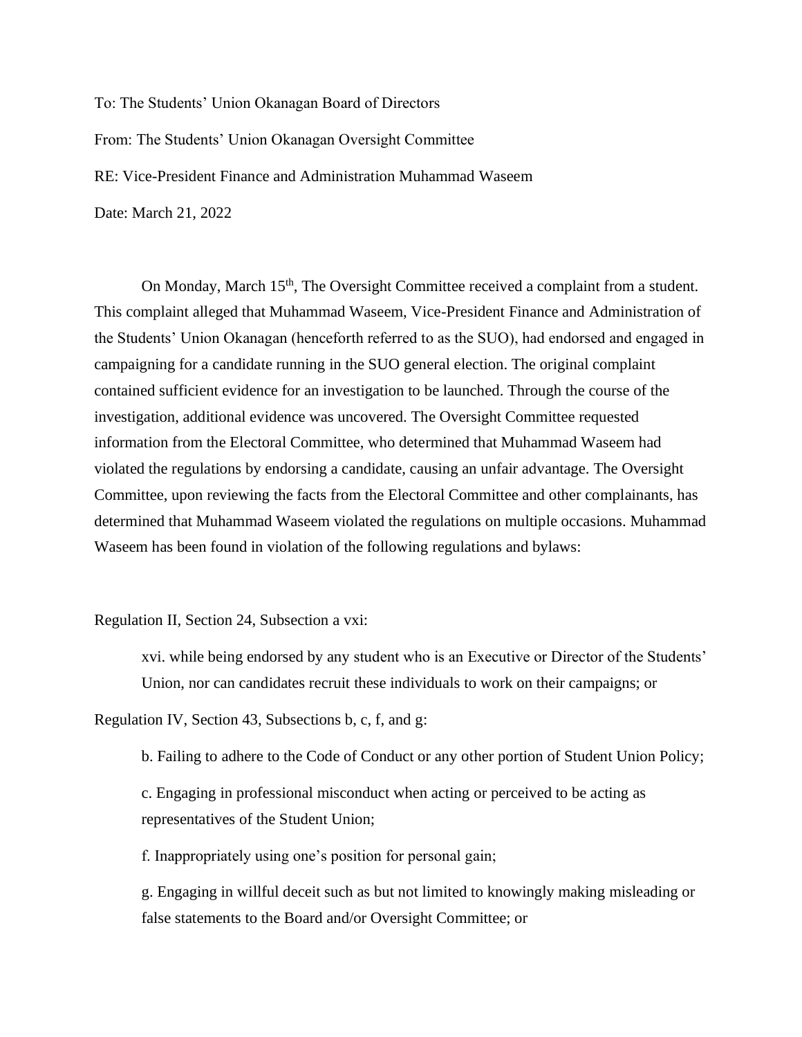To: The Students' Union Okanagan Board of Directors

From: The Students' Union Okanagan Oversight Committee

RE: Vice-President Finance and Administration Muhammad Waseem

Date: March 21, 2022

On Monday, March 15th, The Oversight Committee received a complaint from a student. This complaint alleged that Muhammad Waseem, Vice-President Finance and Administration of the Students' Union Okanagan (henceforth referred to as the SUO), had endorsed and engaged in campaigning for a candidate running in the SUO general election. The original complaint contained sufficient evidence for an investigation to be launched. Through the course of the investigation, additional evidence was uncovered. The Oversight Committee requested information from the Electoral Committee, who determined that Muhammad Waseem had violated the regulations by endorsing a candidate, causing an unfair advantage. The Oversight Committee, upon reviewing the facts from the Electoral Committee and other complainants, has determined that Muhammad Waseem violated the regulations on multiple occasions. Muhammad Waseem has been found in violation of the following regulations and bylaws:

Regulation II, Section 24, Subsection a vxi:

> xvi. while being endorsed by any student who is an Executive or Director of the Students' Union, nor can candidates recruit these individuals to work on their campaigns; or

Regulation IV, Section 43, Subsections b, c, f, and g:

> b. Failing to adhere to the Code of Conduct or any other portion of Student Union Policy;
>
> c. Engaging in professional misconduct when acting or perceived to be acting as representatives of the Student Union;
>
> f. Inappropriately using one's position for personal gain;
>
> g. Engaging in willful deceit such as but not limited to knowingly making misleading or false statements to the Board and/or Oversight Committee; or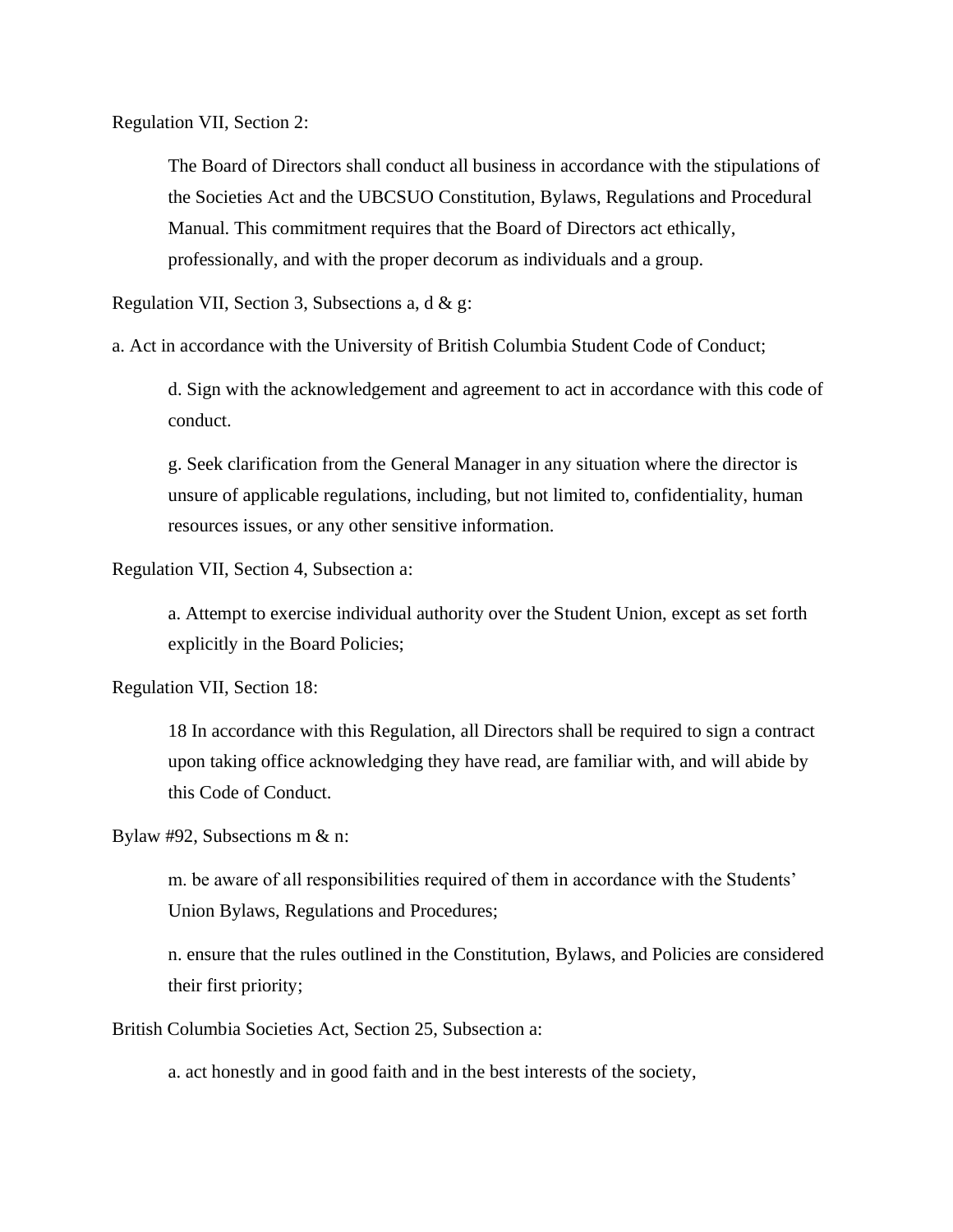Regulation VII, Section 2:

> The Board of Directors shall conduct all business in accordance with the stipulations of the Societies Act and the UBCSUO Constitution, Bylaws, Regulations and Procedural Manual. This commitment requires that the Board of Directors act ethically, professionally, and with the proper decorum as individuals and a group.

Regulation VII, Section 3, Subsections a, d & g:

a. Act in accordance with the University of British Columbia Student Code of Conduct;

> d. Sign with the acknowledgement and agreement to act in accordance with this code of conduct.
>
> g. Seek clarification from the General Manager in any situation where the director is unsure of applicable regulations, including, but not limited to, confidentiality, human resources issues, or any other sensitive information.

Regulation VII, Section 4, Subsection a:

> a. Attempt to exercise individual authority over the Student Union, except as set forth explicitly in the Board Policies;

Regulation VII, Section 18:

> 18 In accordance with this Regulation, all Directors shall be required to sign a contract upon taking office acknowledging they have read, are familiar with, and will abide by this Code of Conduct.

Bylaw #92, Subsections m & n:

> m. be aware of all responsibilities required of them in accordance with the Students' Union Bylaws, Regulations and Procedures;
>
> n. ensure that the rules outlined in the Constitution, Bylaws, and Policies are considered their first priority;

British Columbia Societies Act, Section 25, Subsection a:

> a. act honestly and in good faith and in the best interests of the society,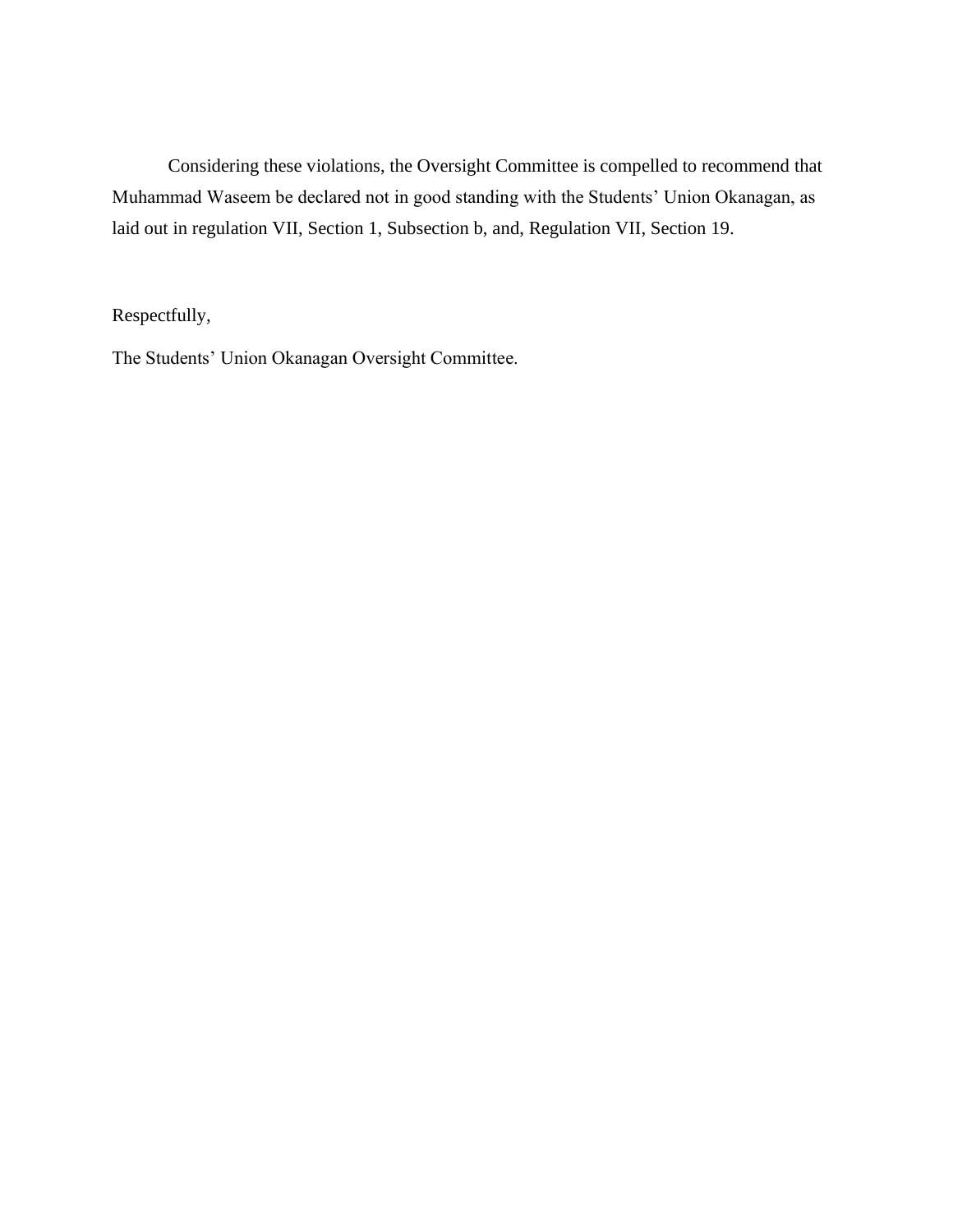Considering these violations, the Oversight Committee is compelled to recommend that Muhammad Waseem be declared not in good standing with the Students' Union Okanagan, as laid out in regulation VII, Section 1, Subsection b, and, Regulation VII, Section 19.

Respectfully,

The Students' Union Okanagan Oversight Committee.